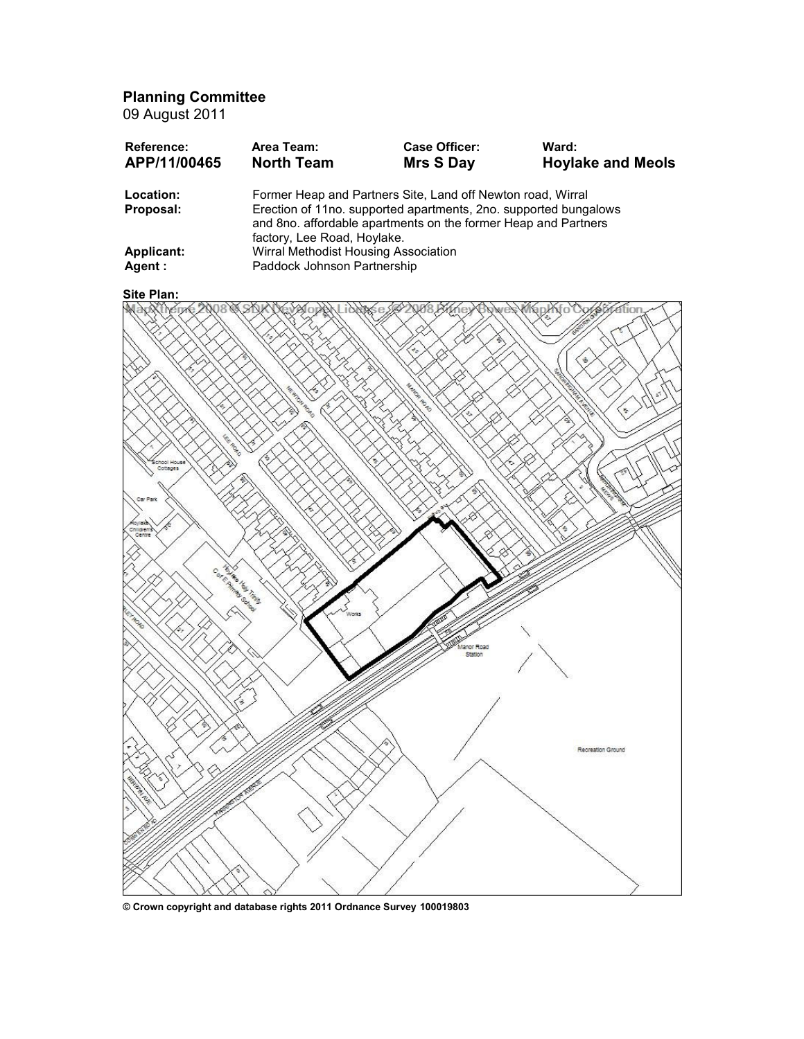**Planning Committee**
09 August 2011

| Reference: | Area Team: | Case Officer: | Ward: |
|---|---|---|---|
| **APP/11/00465** | **North Team** | **Mrs S Day** | **Hoylake and Meols** |

**Location:** Former Heap and Partners Site, Land off Newton road, Wirral

**Proposal:** Erection of 11no. supported apartments, 2no. supported bungalows and 8no. affordable apartments on the former Heap and Partners factory, Lee Road, Hoylake.

**Applicant:** Wirral Methodist Housing Association

**Agent :** Paddock Johnson Partnership

**Site Plan:**

MapTheme 2008 © SDK Developer License, © 2008 Pitney Bowes MapInfo Corporation

Newton Road
Lee Road
Manor Road
School House Cottages
Car Park
Hoylake Children's Centre
Hoylake Holy Trinity C of E Primary School
Works
Manor Road Station
Recreation Ground

**© Crown copyright and database rights 2011 Ordnance Survey 100019803**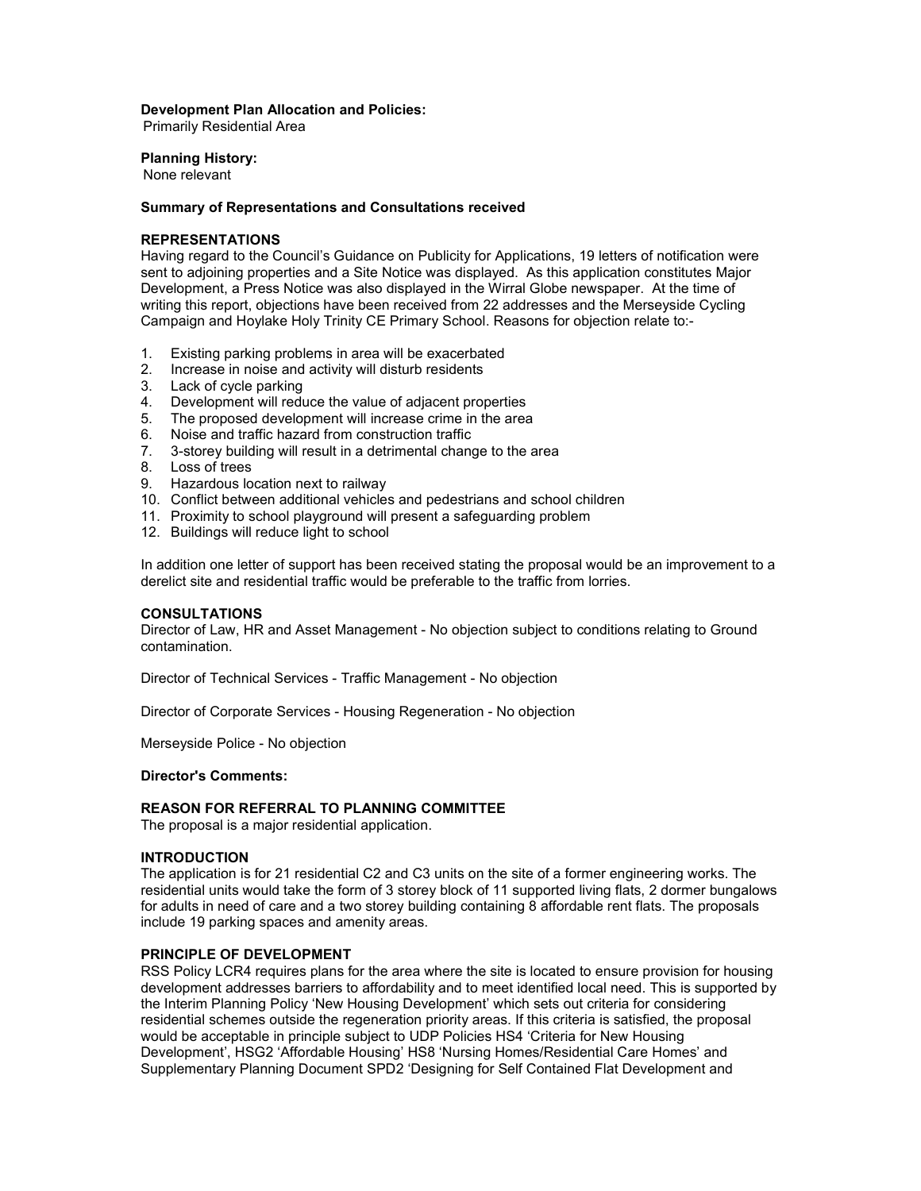**Development Plan Allocation and Policies:**
Primarily Residential Area

**Planning History:**
None relevant

**Summary of Representations and Consultations received**

**REPRESENTATIONS**
Having regard to the Council's Guidance on Publicity for Applications, 19 letters of notification were sent to adjoining properties and a Site Notice was displayed. As this application constitutes Major Development, a Press Notice was also displayed in the Wirral Globe newspaper. At the time of writing this report, objections have been received from 22 addresses and the Merseyside Cycling Campaign and Hoylake Holy Trinity CE Primary School. Reasons for objection relate to:-

1. Existing parking problems in area will be exacerbated
2. Increase in noise and activity will disturb residents
3. Lack of cycle parking
4. Development will reduce the value of adjacent properties
5. The proposed development will increase crime in the area
6. Noise and traffic hazard from construction traffic
7. 3-storey building will result in a detrimental change to the area
8. Loss of trees
9. Hazardous location next to railway
10. Conflict between additional vehicles and pedestrians and school children
11. Proximity to school playground will present a safeguarding problem
12. Buildings will reduce light to school

In addition one letter of support has been received stating the proposal would be an improvement to a derelict site and residential traffic would be preferable to the traffic from lorries.

**CONSULTATIONS**
Director of Law, HR and Asset Management - No objection subject to conditions relating to Ground contamination.

Director of Technical Services - Traffic Management - No objection

Director of Corporate Services - Housing Regeneration - No objection

Merseyside Police - No objection

**Director's Comments:**

**REASON FOR REFERRAL TO PLANNING COMMITTEE**
The proposal is a major residential application.

**INTRODUCTION**
The application is for 21 residential C2 and C3 units on the site of a former engineering works. The residential units would take the form of 3 storey block of 11 supported living flats, 2 dormer bungalows for adults in need of care and a two storey building containing 8 affordable rent flats. The proposals include 19 parking spaces and amenity areas.

**PRINCIPLE OF DEVELOPMENT**
RSS Policy LCR4 requires plans for the area where the site is located to ensure provision for housing development addresses barriers to affordability and to meet identified local need. This is supported by the Interim Planning Policy 'New Housing Development' which sets out criteria for considering residential schemes outside the regeneration priority areas. If this criteria is satisfied, the proposal would be acceptable in principle subject to UDP Policies HS4 'Criteria for New Housing Development', HSG2 'Affordable Housing' HS8 'Nursing Homes/Residential Care Homes' and Supplementary Planning Document SPD2 'Designing for Self Contained Flat Development and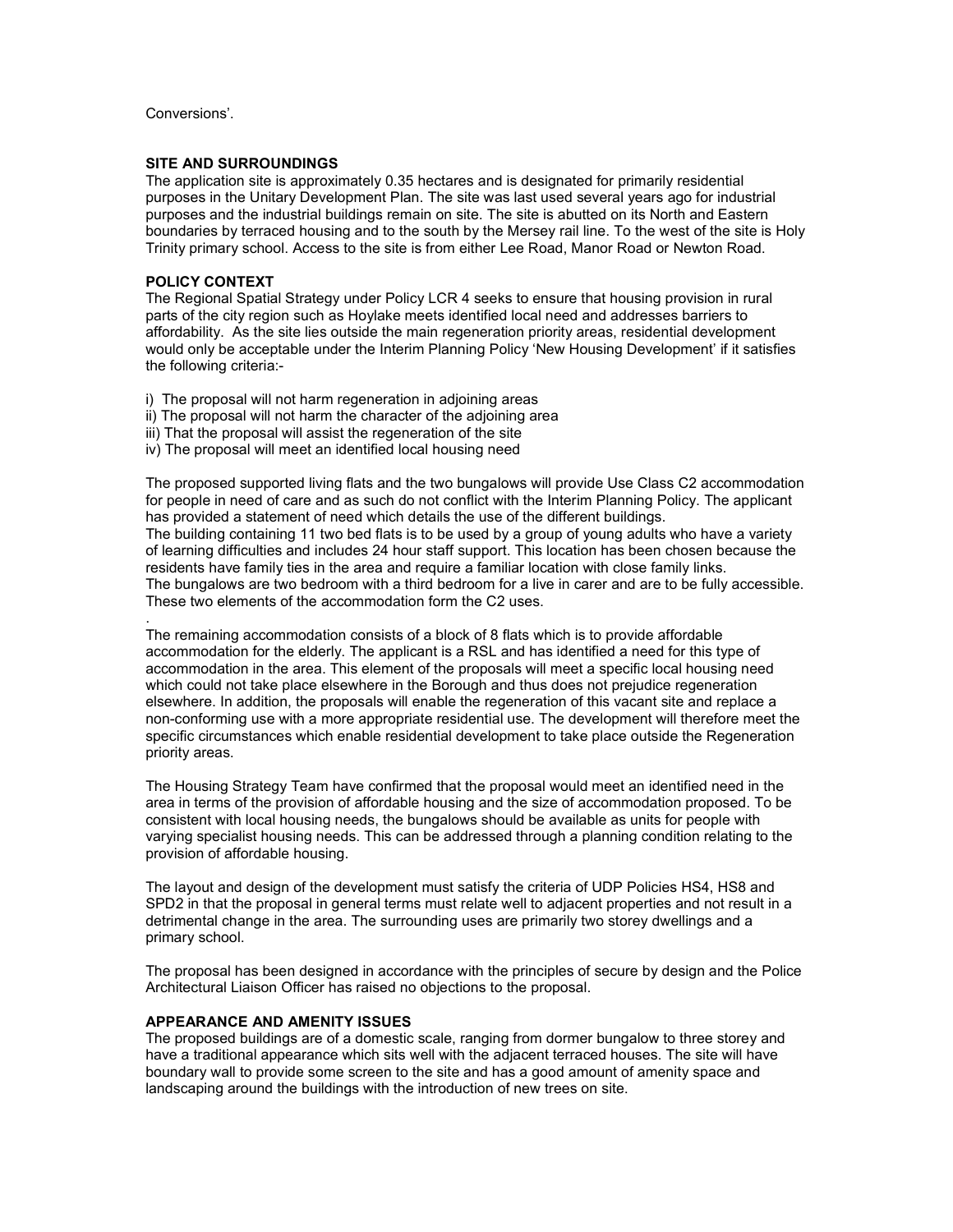Conversions'.

## SITE AND SURROUNDINGS

The application site is approximately 0.35 hectares and is designated for primarily residential purposes in the Unitary Development Plan. The site was last used several years ago for industrial purposes and the industrial buildings remain on site. The site is abutted on its North and Eastern boundaries by terraced housing and to the south by the Mersey rail line. To the west of the site is Holy Trinity primary school. Access to the site is from either Lee Road, Manor Road or Newton Road.

## POLICY CONTEXT

The Regional Spatial Strategy under Policy LCR 4 seeks to ensure that housing provision in rural parts of the city region such as Hoylake meets identified local need and addresses barriers to affordability. As the site lies outside the main regeneration priority areas, residential development would only be acceptable under the Interim Planning Policy 'New Housing Development' if it satisfies the following criteria:-

i) The proposal will not harm regeneration in adjoining areas
ii) The proposal will not harm the character of the adjoining area
iii) That the proposal will assist the regeneration of the site
iv) The proposal will meet an identified local housing need

The proposed supported living flats and the two bungalows will provide Use Class C2 accommodation for people in need of care and as such do not conflict with the Interim Planning Policy. The applicant has provided a statement of need which details the use of the different buildings.
The building containing 11 two bed flats is to be used by a group of young adults who have a variety of learning difficulties and includes 24 hour staff support. This location has been chosen because the residents have family ties in the area and require a familiar location with close family links.
The bungalows are two bedroom with a third bedroom for a live in carer and are to be fully accessible. These two elements of the accommodation form the C2 uses.

The remaining accommodation consists of a block of 8 flats which is to provide affordable accommodation for the elderly. The applicant is a RSL and has identified a need for this type of accommodation in the area. This element of the proposals will meet a specific local housing need which could not take place elsewhere in the Borough and thus does not prejudice regeneration elsewhere. In addition, the proposals will enable the regeneration of this vacant site and replace a non-conforming use with a more appropriate residential use. The development will therefore meet the specific circumstances which enable residential development to take place outside the Regeneration priority areas.

The Housing Strategy Team have confirmed that the proposal would meet an identified need in the area in terms of the provision of affordable housing and the size of accommodation proposed. To be consistent with local housing needs, the bungalows should be available as units for people with varying specialist housing needs. This can be addressed through a planning condition relating to the provision of affordable housing.

The layout and design of the development must satisfy the criteria of UDP Policies HS4, HS8 and SPD2 in that the proposal in general terms must relate well to adjacent properties and not result in a detrimental change in the area. The surrounding uses are primarily two storey dwellings and a primary school.

The proposal has been designed in accordance with the principles of secure by design and the Police Architectural Liaison Officer has raised no objections to the proposal.

## APPEARANCE AND AMENITY ISSUES

The proposed buildings are of a domestic scale, ranging from dormer bungalow to three storey and have a traditional appearance which sits well with the adjacent terraced houses. The site will have boundary wall to provide some screen to the site and has a good amount of amenity space and landscaping around the buildings with the introduction of new trees on site.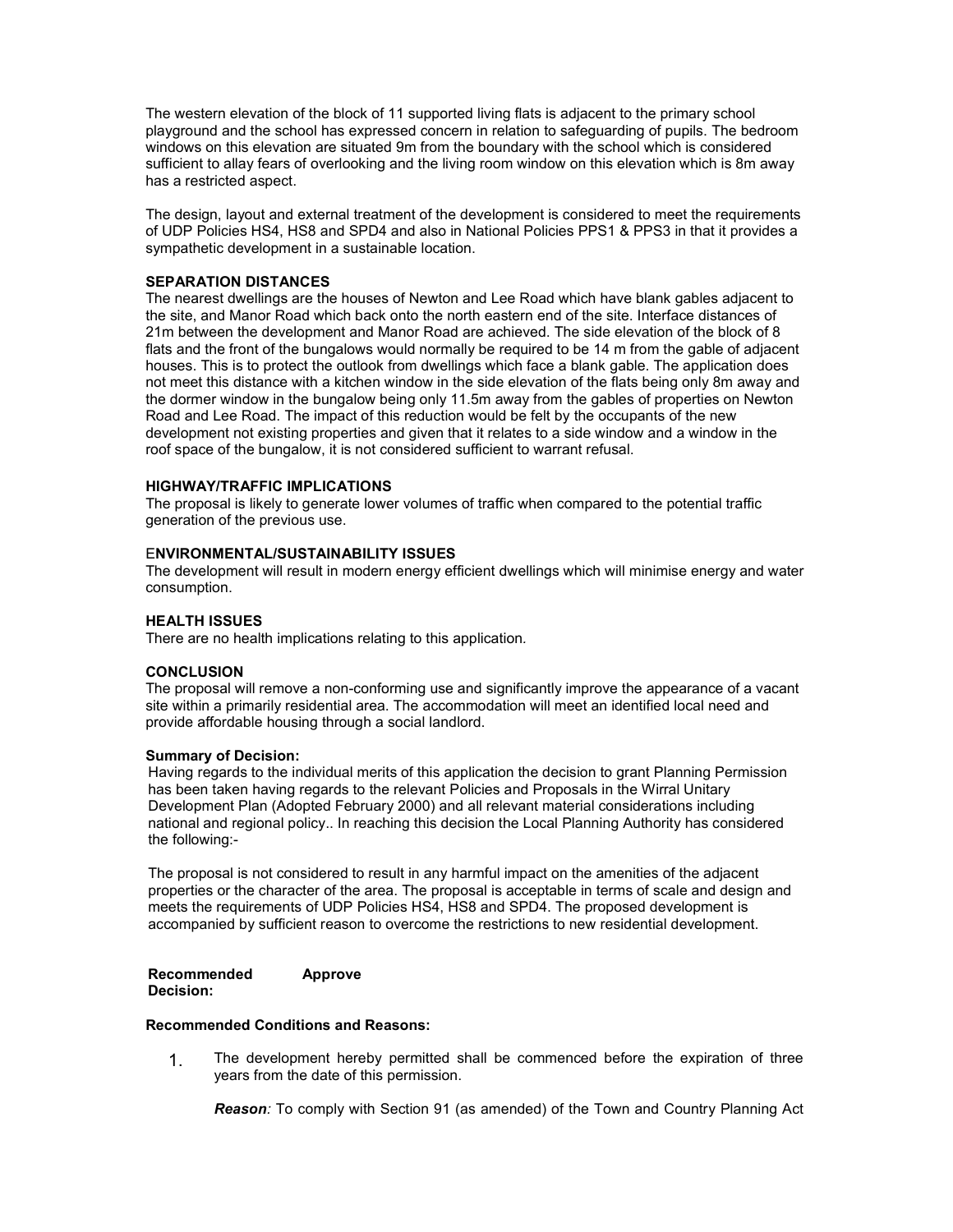The western elevation of the block of 11 supported living flats is adjacent to the primary school playground and the school has expressed concern in relation to safeguarding of pupils. The bedroom windows on this elevation are situated 9m from the boundary with the school which is considered sufficient to allay fears of overlooking and the living room window on this elevation which is 8m away has a restricted aspect.

The design, layout and external treatment of the development is considered to meet the requirements of UDP Policies HS4, HS8 and SPD4 and also in National Policies PPS1 & PPS3 in that it provides a sympathetic development in a sustainable location.

**SEPARATION DISTANCES**

The nearest dwellings are the houses of Newton and Lee Road which have blank gables adjacent to the site, and Manor Road which back onto the north eastern end of the site. Interface distances of 21m between the development and Manor Road are achieved. The side elevation of the block of 8 flats and the front of the bungalows would normally be required to be 14 m from the gable of adjacent houses. This is to protect the outlook from dwellings which face a blank gable. The application does not meet this distance with a kitchen window in the side elevation of the flats being only 8m away and the dormer window in the bungalow being only 11.5m away from the gables of properties on Newton Road and Lee Road. The impact of this reduction would be felt by the occupants of the new development not existing properties and given that it relates to a side window and a window in the roof space of the bungalow, it is not considered sufficient to warrant refusal.

**HIGHWAY/TRAFFIC IMPLICATIONS**

The proposal is likely to generate lower volumes of traffic when compared to the potential traffic generation of the previous use.

**ENVIRONMENTAL/SUSTAINABILITY ISSUES**

The development will result in modern energy efficient dwellings which will minimise energy and water consumption.

**HEALTH ISSUES**

There are no health implications relating to this application.

**CONCLUSION**

The proposal will remove a non-conforming use and significantly improve the appearance of a vacant site within a primarily residential area. The accommodation will meet an identified local need and provide affordable housing through a social landlord.

**Summary of Decision:**

Having regards to the individual merits of this application the decision to grant Planning Permission has been taken having regards to the relevant Policies and Proposals in the Wirral Unitary Development Plan (Adopted February 2000) and all relevant material considerations including national and regional policy.. In reaching this decision the Local Planning Authority has considered the following:-

The proposal is not considered to result in any harmful impact on the amenities of the adjacent properties or the character of the area. The proposal is acceptable in terms of scale and design and meets the requirements of UDP Policies HS4, HS8 and SPD4. The proposed development is accompanied by sufficient reason to overcome the restrictions to new residential development.

**Recommended Decision:** **Approve**

**Recommended Conditions and Reasons:**

1. The development hereby permitted shall be commenced before the expiration of three years from the date of this permission.

   ***Reason:*** To comply with Section 91 (as amended) of the Town and Country Planning Act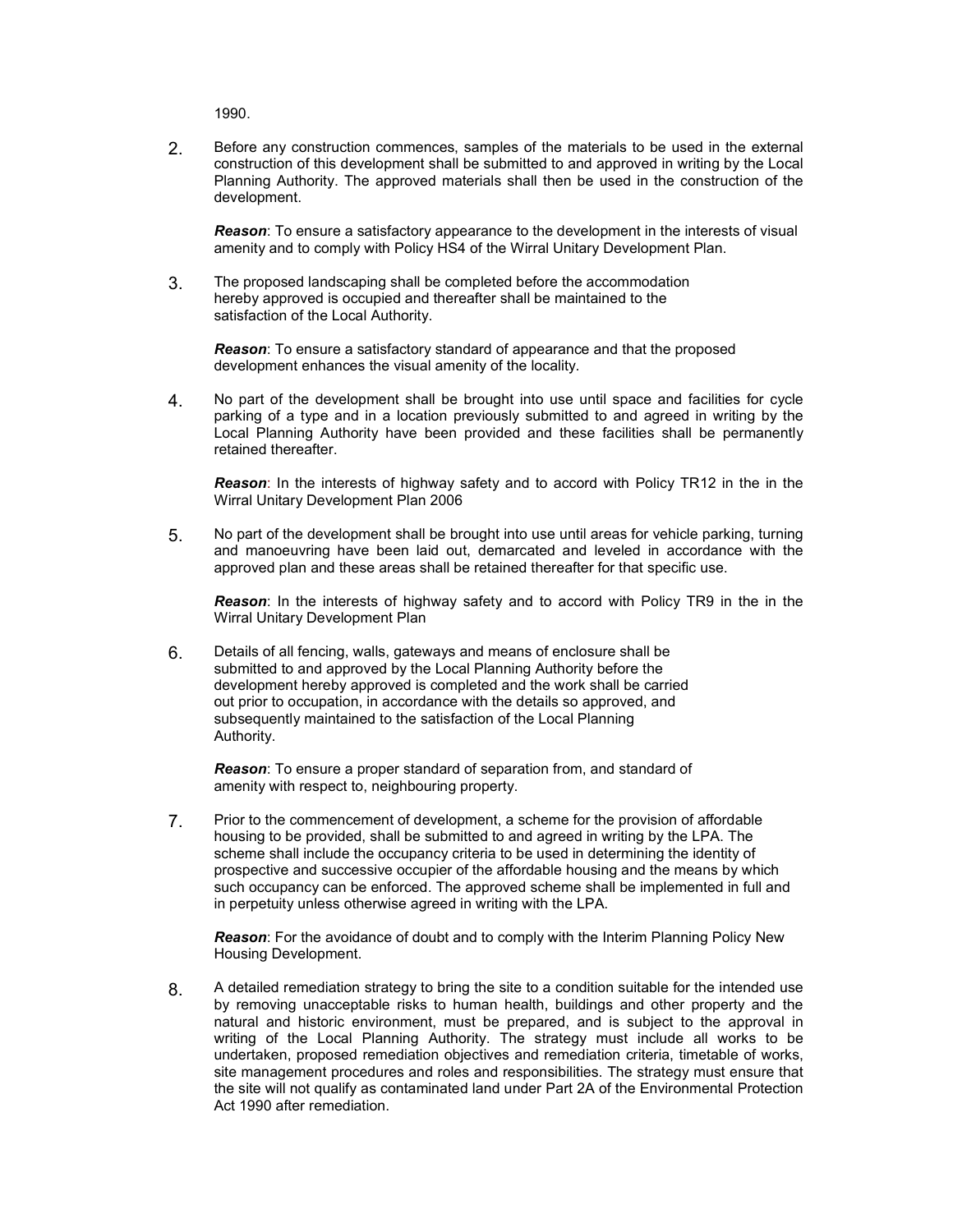1990.

2. Before any construction commences, samples of the materials to be used in the external construction of this development shall be submitted to and approved in writing by the Local Planning Authority. The approved materials shall then be used in the construction of the development.

   ***Reason***: To ensure a satisfactory appearance to the development in the interests of visual amenity and to comply with Policy HS4 of the Wirral Unitary Development Plan.

3. The proposed landscaping shall be completed before the accommodation hereby approved is occupied and thereafter shall be maintained to the satisfaction of the Local Authority.

   ***Reason***: To ensure a satisfactory standard of appearance and that the proposed development enhances the visual amenity of the locality.

4. No part of the development shall be brought into use until space and facilities for cycle parking of a type and in a location previously submitted to and agreed in writing by the Local Planning Authority have been provided and these facilities shall be permanently retained thereafter.

   ***Reason***: In the interests of highway safety and to accord with Policy TR12 in the in the Wirral Unitary Development Plan 2006

5. No part of the development shall be brought into use until areas for vehicle parking, turning and manoeuvring have been laid out, demarcated and leveled in accordance with the approved plan and these areas shall be retained thereafter for that specific use.

   ***Reason***: In the interests of highway safety and to accord with Policy TR9 in the in the Wirral Unitary Development Plan

6. Details of all fencing, walls, gateways and means of enclosure shall be submitted to and approved by the Local Planning Authority before the development hereby approved is completed and the work shall be carried out prior to occupation, in accordance with the details so approved, and subsequently maintained to the satisfaction of the Local Planning Authority.

   ***Reason***: To ensure a proper standard of separation from, and standard of amenity with respect to, neighbouring property.

7. Prior to the commencement of development, a scheme for the provision of affordable housing to be provided, shall be submitted to and agreed in writing by the LPA. The scheme shall include the occupancy criteria to be used in determining the identity of prospective and successive occupier of the affordable housing and the means by which such occupancy can be enforced. The approved scheme shall be implemented in full and in perpetuity unless otherwise agreed in writing with the LPA.

   ***Reason***: For the avoidance of doubt and to comply with the Interim Planning Policy New Housing Development.

8. A detailed remediation strategy to bring the site to a condition suitable for the intended use by removing unacceptable risks to human health, buildings and other property and the natural and historic environment, must be prepared, and is subject to the approval in writing of the Local Planning Authority. The strategy must include all works to be undertaken, proposed remediation objectives and remediation criteria, timetable of works, site management procedures and roles and responsibilities. The strategy must ensure that the site will not qualify as contaminated land under Part 2A of the Environmental Protection Act 1990 after remediation.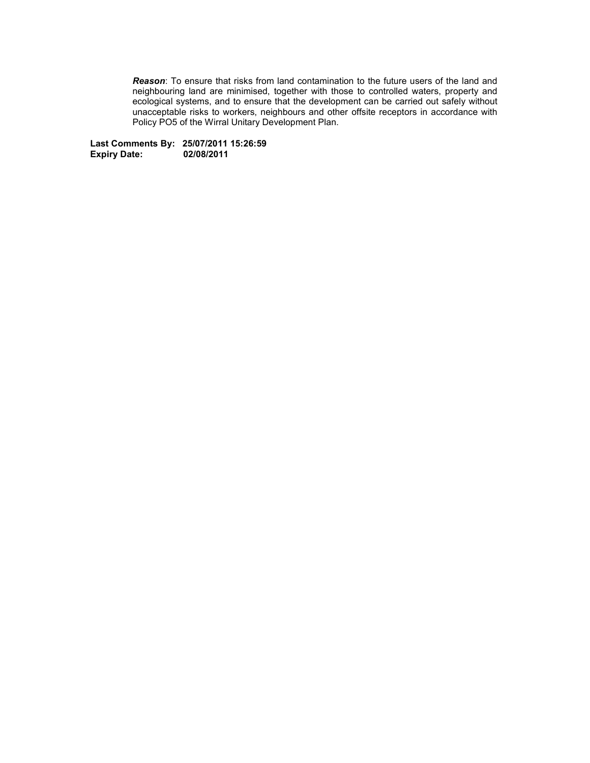***Reason***: To ensure that risks from land contamination to the future users of the land and neighbouring land are minimised, together with those to controlled waters, property and ecological systems, and to ensure that the development can be carried out safely without unacceptable risks to workers, neighbours and other offsite receptors in accordance with Policy PO5 of the Wirral Unitary Development Plan.

**Last Comments By: 25/07/2011 15:26:59**
**Expiry Date: 02/08/2011**